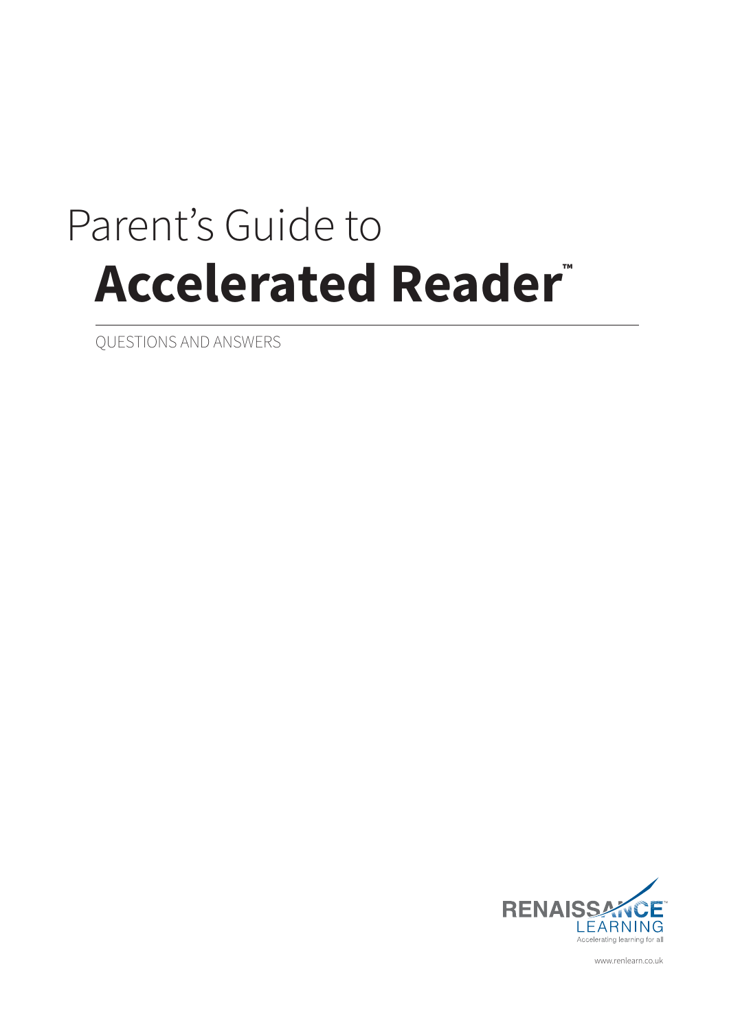# Parent's Guide to
# Accelerated Reader™

QUESTIONS AND ANSWERS

RENAISSANCE LEARNING™
Accelerating learning for all

www.renlearn.co.uk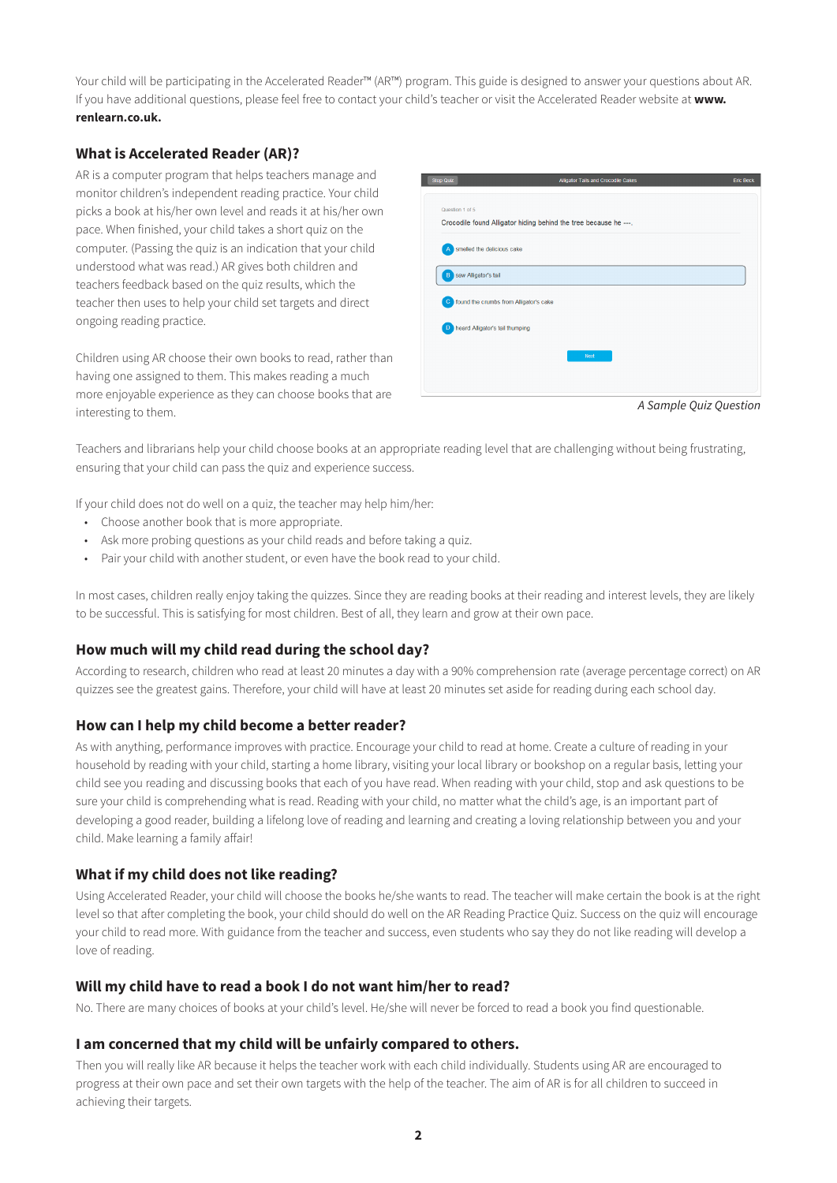Your child will be participating in the Accelerated Reader™ (AR™) program. This guide is designed to answer your questions about AR. If you have additional questions, please feel free to contact your child's teacher or visit the Accelerated Reader website at **www.renlearn.co.uk.**

## What is Accelerated Reader (AR)?

AR is a computer program that helps teachers manage and monitor children's independent reading practice. Your child picks a book at his/her own level and reads it at his/her own pace. When finished, your child takes a short quiz on the computer. (Passing the quiz is an indication that your child understood what was read.) AR gives both children and teachers feedback based on the quiz results, which the teacher then uses to help your child set targets and direct ongoing reading practice.

Children using AR choose their own books to read, rather than having one assigned to them. This makes reading a much more enjoyable experience as they can choose books that are interesting to them.

*A Sample Quiz Question*

Teachers and librarians help your child choose books at an appropriate reading level that are challenging without being frustrating, ensuring that your child can pass the quiz and experience success.

If your child does not do well on a quiz, the teacher may help him/her:

- Choose another book that is more appropriate.
- Ask more probing questions as your child reads and before taking a quiz.
- Pair your child with another student, or even have the book read to your child.

In most cases, children really enjoy taking the quizzes. Since they are reading books at their reading and interest levels, they are likely to be successful. This is satisfying for most children. Best of all, they learn and grow at their own pace.

## How much will my child read during the school day?

According to research, children who read at least 20 minutes a day with a 90% comprehension rate (average percentage correct) on AR quizzes see the greatest gains. Therefore, your child will have at least 20 minutes set aside for reading during each school day.

## How can I help my child become a better reader?

As with anything, performance improves with practice. Encourage your child to read at home. Create a culture of reading in your household by reading with your child, starting a home library, visiting your local library or bookshop on a regular basis, letting your child see you reading and discussing books that each of you have read. When reading with your child, stop and ask questions to be sure your child is comprehending what is read. Reading with your child, no matter what the child's age, is an important part of developing a good reader, building a lifelong love of reading and learning and creating a loving relationship between you and your child. Make learning a family affair!

## What if my child does not like reading?

Using Accelerated Reader, your child will choose the books he/she wants to read. The teacher will make certain the book is at the right level so that after completing the book, your child should do well on the AR Reading Practice Quiz. Success on the quiz will encourage your child to read more. With guidance from the teacher and success, even students who say they do not like reading will develop a love of reading.

## Will my child have to read a book I do not want him/her to read?

No. There are many choices of books at your child's level. He/she will never be forced to read a book you find questionable.

## I am concerned that my child will be unfairly compared to others.

Then you will really like AR because it helps the teacher work with each child individually. Students using AR are encouraged to progress at their own pace and set their own targets with the help of the teacher. The aim of AR is for all children to succeed in achieving their targets.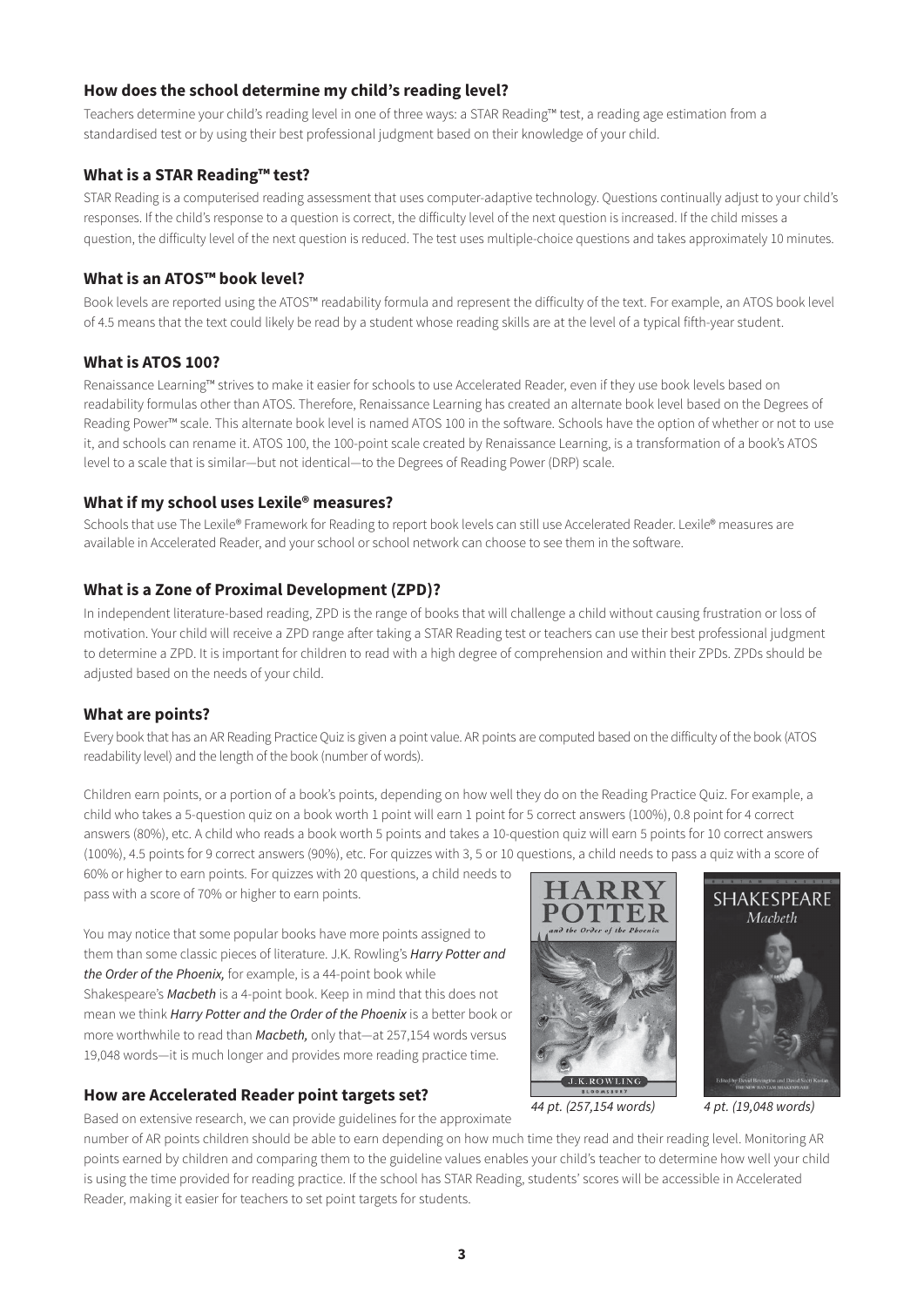### How does the school determine my child's reading level?

Teachers determine your child's reading level in one of three ways: a STAR Reading™ test, a reading age estimation from a standardised test or by using their best professional judgment based on their knowledge of your child.

### What is a STAR Reading™ test?

STAR Reading is a computerised reading assessment that uses computer-adaptive technology. Questions continually adjust to your child's responses. If the child's response to a question is correct, the difficulty level of the next question is increased. If the child misses a question, the difficulty level of the next question is reduced. The test uses multiple-choice questions and takes approximately 10 minutes.

### What is an ATOS™ book level?

Book levels are reported using the ATOS™ readability formula and represent the difficulty of the text. For example, an ATOS book level of 4.5 means that the text could likely be read by a student whose reading skills are at the level of a typical fifth-year student.

### What is ATOS 100?

Renaissance Learning™ strives to make it easier for schools to use Accelerated Reader, even if they use book levels based on readability formulas other than ATOS. Therefore, Renaissance Learning has created an alternate book level based on the Degrees of Reading Power™ scale. This alternate book level is named ATOS 100 in the software. Schools have the option of whether or not to use it, and schools can rename it. ATOS 100, the 100-point scale created by Renaissance Learning, is a transformation of a book's ATOS level to a scale that is similar—but not identical—to the Degrees of Reading Power (DRP) scale.

### What if my school uses Lexile® measures?

Schools that use The Lexile® Framework for Reading to report book levels can still use Accelerated Reader. Lexile® measures are available in Accelerated Reader, and your school or school network can choose to see them in the software.

### What is a Zone of Proximal Development (ZPD)?

In independent literature-based reading, ZPD is the range of books that will challenge a child without causing frustration or loss of motivation. Your child will receive a ZPD range after taking a STAR Reading test or teachers can use their best professional judgment to determine a ZPD. It is important for children to read with a high degree of comprehension and within their ZPDs. ZPDs should be adjusted based on the needs of your child.

### What are points?

Every book that has an AR Reading Practice Quiz is given a point value. AR points are computed based on the difficulty of the book (ATOS readability level) and the length of the book (number of words).

Children earn points, or a portion of a book's points, depending on how well they do on the Reading Practice Quiz. For example, a child who takes a 5-question quiz on a book worth 1 point will earn 1 point for 5 correct answers (100%), 0.8 point for 4 correct answers (80%), etc. A child who reads a book worth 5 points and takes a 10-question quiz will earn 5 points for 10 correct answers (100%), 4.5 points for 9 correct answers (90%), etc. For quizzes with 3, 5 or 10 questions, a child needs to pass a quiz with a score of 60% or higher to earn points. For quizzes with 20 questions, a child needs to pass with a score of 70% or higher to earn points.

You may notice that some popular books have more points assigned to them than some classic pieces of literature. J.K. Rowling's ***Harry Potter and the Order of the Phoenix,*** for example, is a 44-point book while Shakespeare's ***Macbeth*** is a 4-point book. Keep in mind that this does not mean we think ***Harry Potter and the Order of the Phoenix*** is a better book or more worthwhile to read than ***Macbeth,*** only that—at 257,154 words versus 19,048 words—it is much longer and provides more reading practice time.

*44 pt. (257,154 words)*

*4 pt. (19,048 words)*

### How are Accelerated Reader point targets set?

Based on extensive research, we can provide guidelines for the approximate number of AR points children should be able to earn depending on how much time they read and their reading level. Monitoring AR points earned by children and comparing them to the guideline values enables your child's teacher to determine how well your child is using the time provided for reading practice. If the school has STAR Reading, students' scores will be accessible in Accelerated Reader, making it easier for teachers to set point targets for students.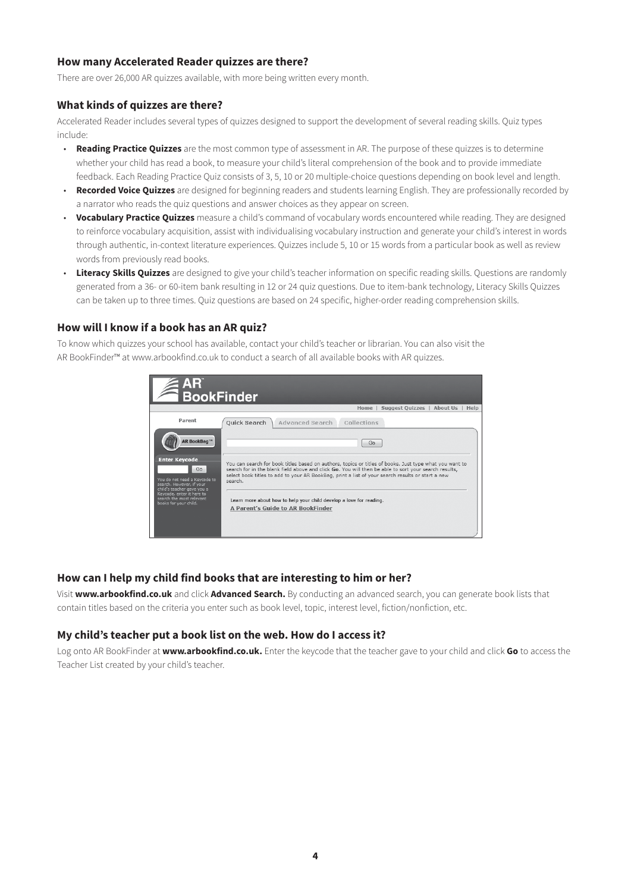### How many Accelerated Reader quizzes are there?

There are over 26,000 AR quizzes available, with more being written every month.

### What kinds of quizzes are there?

Accelerated Reader includes several types of quizzes designed to support the development of several reading skills. Quiz types include:

- **Reading Practice Quizzes** are the most common type of assessment in AR. The purpose of these quizzes is to determine whether your child has read a book, to measure your child's literal comprehension of the book and to provide immediate feedback. Each Reading Practice Quiz consists of 3, 5, 10 or 20 multiple-choice questions depending on book level and length.
- **Recorded Voice Quizzes** are designed for beginning readers and students learning English. They are professionally recorded by a narrator who reads the quiz questions and answer choices as they appear on screen.
- **Vocabulary Practice Quizzes** measure a child's command of vocabulary words encountered while reading. They are designed to reinforce vocabulary acquisition, assist with individualising vocabulary instruction and generate your child's interest in words through authentic, in-context literature experiences. Quizzes include 5, 10 or 15 words from a particular book as well as review words from previously read books.
- **Literacy Skills Quizzes** are designed to give your child's teacher information on specific reading skills. Questions are randomly generated from a 36- or 60-item bank resulting in 12 or 24 quiz questions. Due to item-bank technology, Literacy Skills Quizzes can be taken up to three times. Quiz questions are based on 24 specific, higher-order reading comprehension skills.

### How will I know if a book has an AR quiz?

To know which quizzes your school has available, contact your child's teacher or librarian. You can also visit the AR BookFinder™ at www.arbookfind.co.uk to conduct a search of all available books with AR quizzes.

### How can I help my child find books that are interesting to him or her?

Visit **www.arbookfind.co.uk** and click **Advanced Search.** By conducting an advanced search, you can generate book lists that contain titles based on the criteria you enter such as book level, topic, interest level, fiction/nonfiction, etc.

### My child's teacher put a book list on the web. How do I access it?

Log onto AR BookFinder at **www.arbookfind.co.uk.** Enter the keycode that the teacher gave to your child and click **Go** to access the Teacher List created by your child's teacher.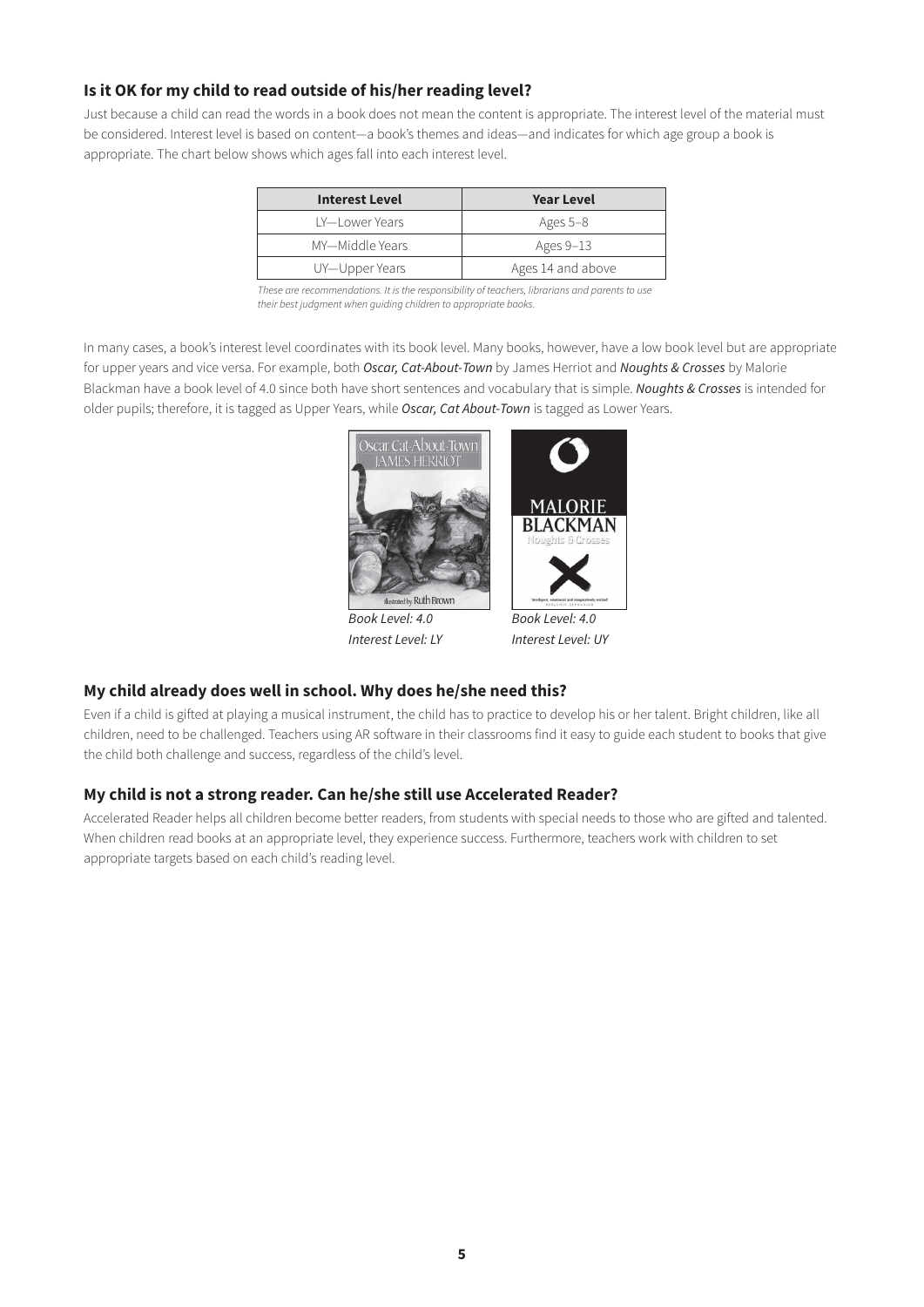### Is it OK for my child to read outside of his/her reading level?

Just because a child can read the words in a book does not mean the content is appropriate. The interest level of the material must be considered. Interest level is based on content—a book's themes and ideas—and indicates for which age group a book is appropriate. The chart below shows which ages fall into each interest level.

| Interest Level | Year Level |
|---|---|
| LY—Lower Years | Ages 5–8 |
| MY—Middle Years | Ages 9–13 |
| UY—Upper Years | Ages 14 and above |

*These are recommendations. It is the responsibility of teachers, librarians and parents to use their best judgment when guiding children to appropriate books.*

In many cases, a book's interest level coordinates with its book level. Many books, however, have a low book level but are appropriate for upper years and vice versa. For example, both ***Oscar, Cat-About-Town*** by James Herriot and ***Noughts & Crosses*** by Malorie Blackman have a book level of 4.0 since both have short sentences and vocabulary that is simple. ***Noughts & Crosses*** is intended for older pupils; therefore, it is tagged as Upper Years, while ***Oscar, Cat About-Town*** is tagged as Lower Years.

*Book Level: 4.0*
*Interest Level: LY*

*Book Level: 4.0*
*Interest Level: UY*

### My child already does well in school. Why does he/she need this?

Even if a child is gifted at playing a musical instrument, the child has to practice to develop his or her talent. Bright children, like all children, need to be challenged. Teachers using AR software in their classrooms find it easy to guide each student to books that give the child both challenge and success, regardless of the child's level.

### My child is not a strong reader. Can he/she still use Accelerated Reader?

Accelerated Reader helps all children become better readers, from students with special needs to those who are gifted and talented. When children read books at an appropriate level, they experience success. Furthermore, teachers work with children to set appropriate targets based on each child's reading level.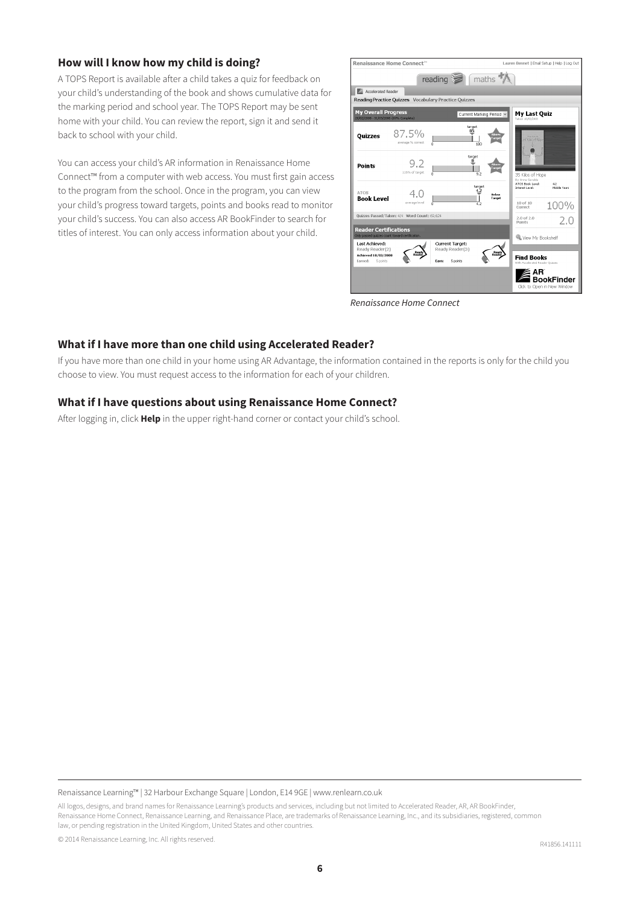## How will I know how my child is doing?

A TOPS Report is available after a child takes a quiz for feedback on your child's understanding of the book and shows cumulative data for the marking period and school year. The TOPS Report may be sent home with your child. You can review the report, sign it and send it back to school with your child.

You can access your child's AR information in Renaissance Home Connect™ from a computer with web access. You must first gain access to the program from the school. Once in the program, you can view your child's progress toward targets, points and books read to monitor your child's success. You can also access AR BookFinder to search for titles of interest. You can only access information about your child.

*Renaissance Home Connect*

## What if I have more than one child using Accelerated Reader?

If you have more than one child in your home using AR Advantage, the information contained in the reports is only for the child you choose to view. You must request access to the information for each of your children.

## What if I have questions about using Renaissance Home Connect?

After logging in, click **Help** in the upper right-hand corner or contact your child's school.

Renaissance Learning™ | 32 Harbour Exchange Square | London, E14 9GE | www.renlearn.co.uk

All logos, designs, and brand names for Renaissance Learning's products and services, including but not limited to Accelerated Reader, AR, AR BookFinder, Renaissance Home Connect, Renaissance Learning, and Renaissance Place, are trademarks of Renaissance Learning, Inc., and its subsidiaries, registered, common law, or pending registration in the United Kingdom, United States and other countries.

© 2014 Renaissance Learning, Inc. All rights reserved.

R41856.141111